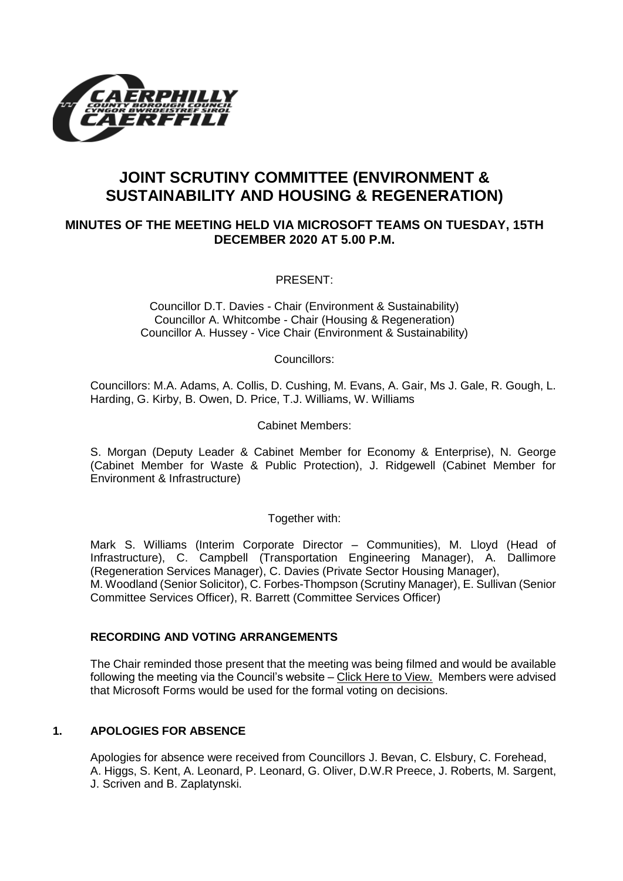# JOINT SCRUTINY COMMITTEE (ENVIRONMENT & SUSTAINABILITY AND HOUSING & REGENERATION)

## MINUTES OF THE MEETING HELD VIA MICROSOFT TEAMS ON TUESDAY, 15TH DECEMBER 2020 AT 5.00 P.M.

PRESENT:

Councillor D.T. Davies - Chair (Environment & Sustainability)
Councillor A. Whitcombe - Chair (Housing & Regeneration)
Councillor A. Hussey - Vice Chair (Environment & Sustainability)

Councillors:

Councillors: M.A. Adams, A. Collis, D. Cushing, M. Evans, A. Gair, Ms J. Gale, R. Gough, L. Harding, G. Kirby, B. Owen, D. Price, T.J. Williams, W. Williams

Cabinet Members:

S. Morgan (Deputy Leader & Cabinet Member for Economy & Enterprise), N. George (Cabinet Member for Waste & Public Protection), J. Ridgewell (Cabinet Member for Environment & Infrastructure)

Together with:

Mark S. Williams (Interim Corporate Director – Communities), M. Lloyd (Head of Infrastructure), C. Campbell (Transportation Engineering Manager), A. Dallimore (Regeneration Services Manager), C. Davies (Private Sector Housing Manager), M. Woodland (Senior Solicitor), C. Forbes-Thompson (Scrutiny Manager), E. Sullivan (Senior Committee Services Officer), R. Barrett (Committee Services Officer)

### RECORDING AND VOTING ARRANGEMENTS

The Chair reminded those present that the meeting was being filmed and would be available following the meeting via the Council's website – Click Here to View. Members were advised that Microsoft Forms would be used for the formal voting on decisions.

### 1. APOLOGIES FOR ABSENCE

Apologies for absence were received from Councillors J. Bevan, C. Elsbury, C. Forehead, A. Higgs, S. Kent, A. Leonard, P. Leonard, G. Oliver, D.W.R Preece, J. Roberts, M. Sargent, J. Scriven and B. Zaplatynski.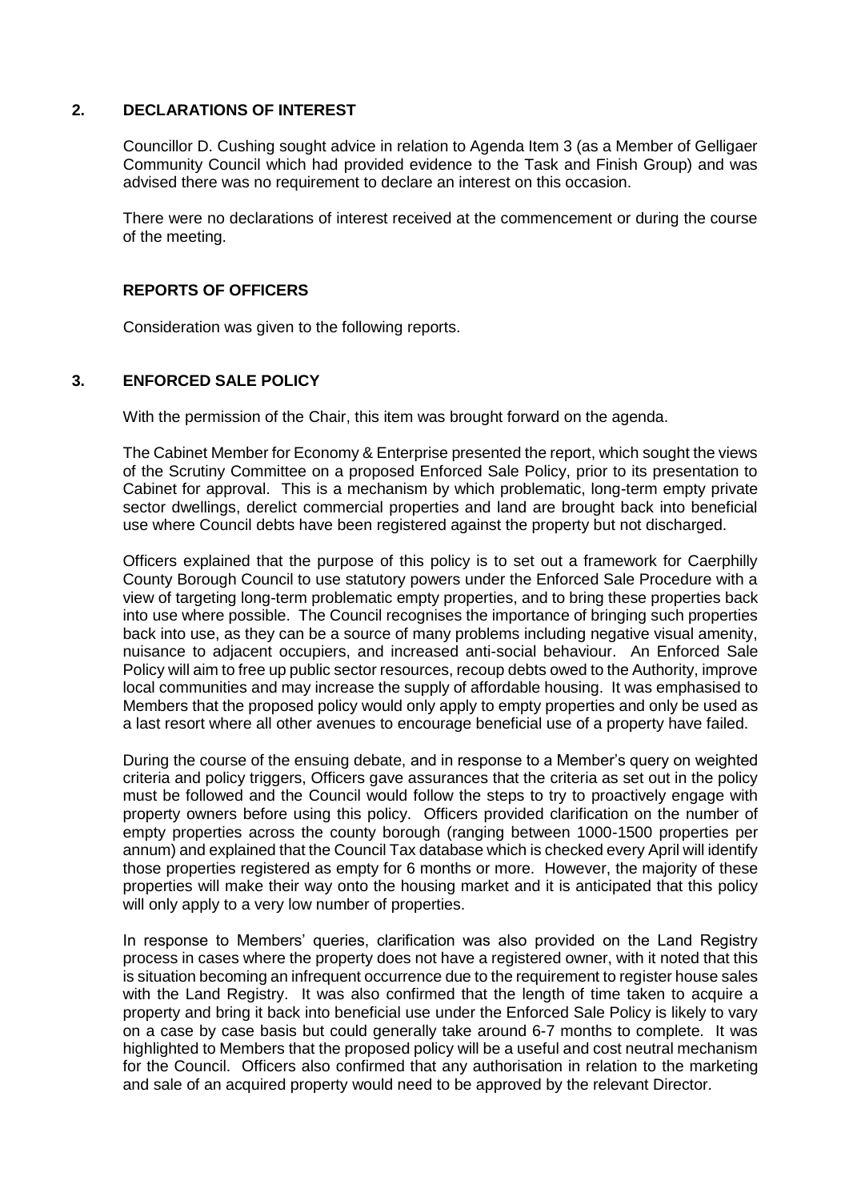## 2. DECLARATIONS OF INTEREST

Councillor D. Cushing sought advice in relation to Agenda Item 3 (as a Member of Gelligaer Community Council which had provided evidence to the Task and Finish Group) and was advised there was no requirement to declare an interest on this occasion.

There were no declarations of interest received at the commencement or during the course of the meeting.

## REPORTS OF OFFICERS

Consideration was given to the following reports.

## 3. ENFORCED SALE POLICY

With the permission of the Chair, this item was brought forward on the agenda.

The Cabinet Member for Economy & Enterprise presented the report, which sought the views of the Scrutiny Committee on a proposed Enforced Sale Policy, prior to its presentation to Cabinet for approval. This is a mechanism by which problematic, long-term empty private sector dwellings, derelict commercial properties and land are brought back into beneficial use where Council debts have been registered against the property but not discharged.

Officers explained that the purpose of this policy is to set out a framework for Caerphilly County Borough Council to use statutory powers under the Enforced Sale Procedure with a view of targeting long-term problematic empty properties, and to bring these properties back into use where possible. The Council recognises the importance of bringing such properties back into use, as they can be a source of many problems including negative visual amenity, nuisance to adjacent occupiers, and increased anti-social behaviour. An Enforced Sale Policy will aim to free up public sector resources, recoup debts owed to the Authority, improve local communities and may increase the supply of affordable housing. It was emphasised to Members that the proposed policy would only apply to empty properties and only be used as a last resort where all other avenues to encourage beneficial use of a property have failed.

During the course of the ensuing debate, and in response to a Member's query on weighted criteria and policy triggers, Officers gave assurances that the criteria as set out in the policy must be followed and the Council would follow the steps to try to proactively engage with property owners before using this policy. Officers provided clarification on the number of empty properties across the county borough (ranging between 1000-1500 properties per annum) and explained that the Council Tax database which is checked every April will identify those properties registered as empty for 6 months or more. However, the majority of these properties will make their way onto the housing market and it is anticipated that this policy will only apply to a very low number of properties.

In response to Members' queries, clarification was also provided on the Land Registry process in cases where the property does not have a registered owner, with it noted that this is situation becoming an infrequent occurrence due to the requirement to register house sales with the Land Registry. It was also confirmed that the length of time taken to acquire a property and bring it back into beneficial use under the Enforced Sale Policy is likely to vary on a case by case basis but could generally take around 6-7 months to complete. It was highlighted to Members that the proposed policy will be a useful and cost neutral mechanism for the Council. Officers also confirmed that any authorisation in relation to the marketing and sale of an acquired property would need to be approved by the relevant Director.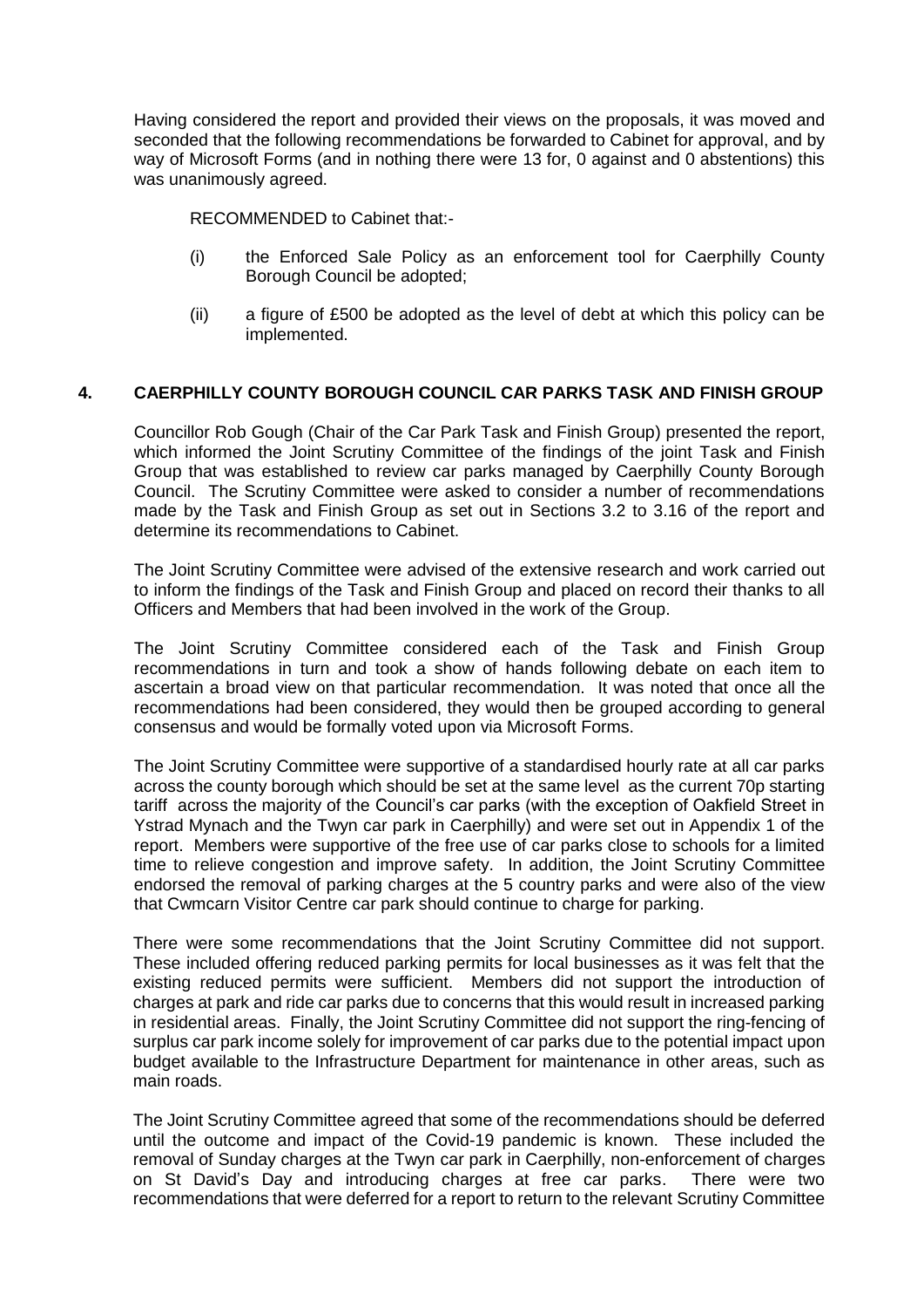Having considered the report and provided their views on the proposals, it was moved and seconded that the following recommendations be forwarded to Cabinet for approval, and by way of Microsoft Forms (and in nothing there were 13 for, 0 against and 0 abstentions) this was unanimously agreed.

RECOMMENDED to Cabinet that:-

(i) the Enforced Sale Policy as an enforcement tool for Caerphilly County Borough Council be adopted;

(ii) a figure of £500 be adopted as the level of debt at which this policy can be implemented.

## 4. CAERPHILLY COUNTY BOROUGH COUNCIL CAR PARKS TASK AND FINISH GROUP

Councillor Rob Gough (Chair of the Car Park Task and Finish Group) presented the report, which informed the Joint Scrutiny Committee of the findings of the joint Task and Finish Group that was established to review car parks managed by Caerphilly County Borough Council. The Scrutiny Committee were asked to consider a number of recommendations made by the Task and Finish Group as set out in Sections 3.2 to 3.16 of the report and determine its recommendations to Cabinet.

The Joint Scrutiny Committee were advised of the extensive research and work carried out to inform the findings of the Task and Finish Group and placed on record their thanks to all Officers and Members that had been involved in the work of the Group.

The Joint Scrutiny Committee considered each of the Task and Finish Group recommendations in turn and took a show of hands following debate on each item to ascertain a broad view on that particular recommendation. It was noted that once all the recommendations had been considered, they would then be grouped according to general consensus and would be formally voted upon via Microsoft Forms.

The Joint Scrutiny Committee were supportive of a standardised hourly rate at all car parks across the county borough which should be set at the same level as the current 70p starting tariff across the majority of the Council's car parks (with the exception of Oakfield Street in Ystrad Mynach and the Twyn car park in Caerphilly) and were set out in Appendix 1 of the report. Members were supportive of the free use of car parks close to schools for a limited time to relieve congestion and improve safety. In addition, the Joint Scrutiny Committee endorsed the removal of parking charges at the 5 country parks and were also of the view that Cwmcarn Visitor Centre car park should continue to charge for parking.

There were some recommendations that the Joint Scrutiny Committee did not support. These included offering reduced parking permits for local businesses as it was felt that the existing reduced permits were sufficient. Members did not support the introduction of charges at park and ride car parks due to concerns that this would result in increased parking in residential areas. Finally, the Joint Scrutiny Committee did not support the ring-fencing of surplus car park income solely for improvement of car parks due to the potential impact upon budget available to the Infrastructure Department for maintenance in other areas, such as main roads.

The Joint Scrutiny Committee agreed that some of the recommendations should be deferred until the outcome and impact of the Covid-19 pandemic is known. These included the removal of Sunday charges at the Twyn car park in Caerphilly, non-enforcement of charges on St David's Day and introducing charges at free car parks. There were two recommendations that were deferred for a report to return to the relevant Scrutiny Committee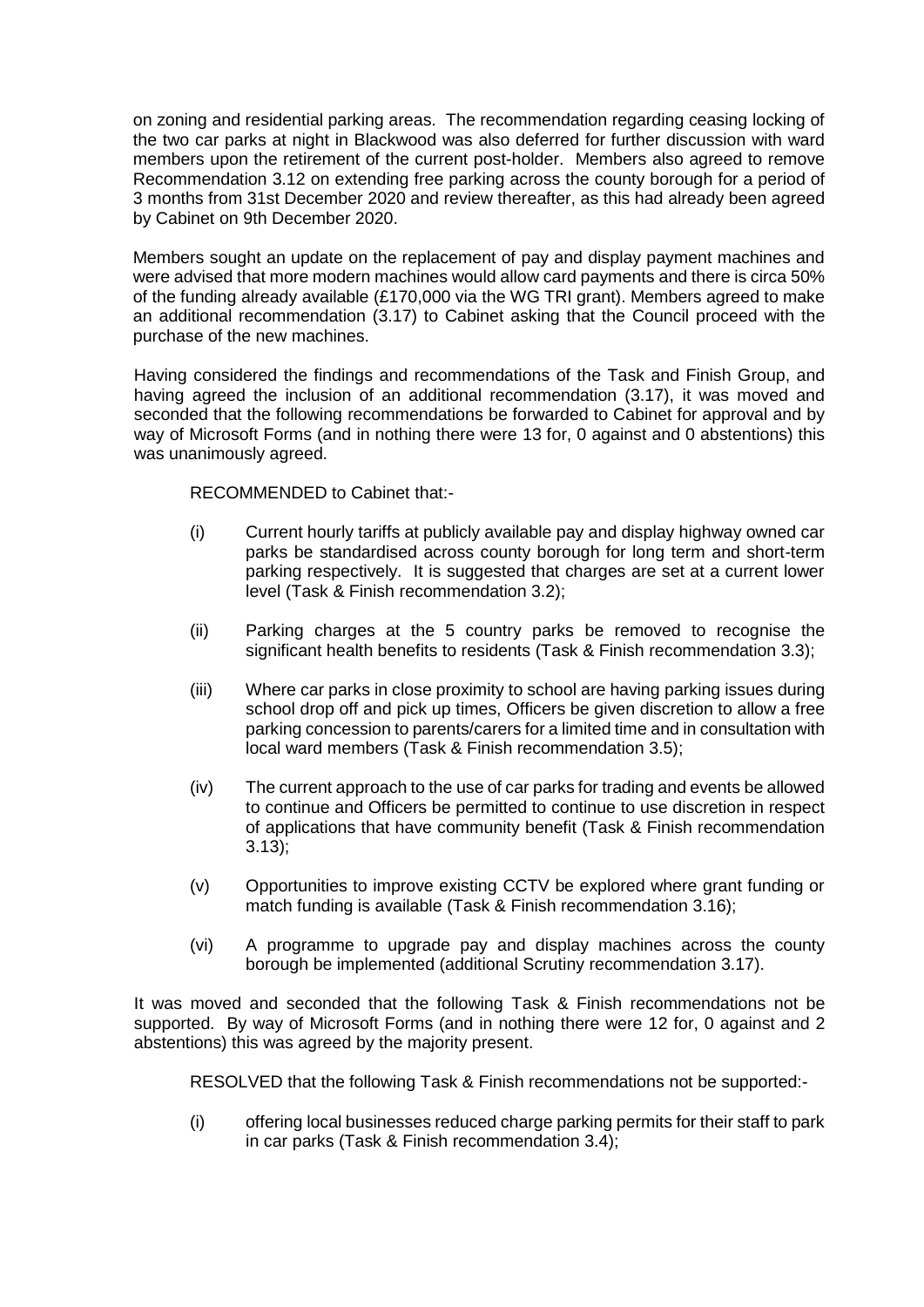on zoning and residential parking areas. The recommendation regarding ceasing locking of the two car parks at night in Blackwood was also deferred for further discussion with ward members upon the retirement of the current post-holder. Members also agreed to remove Recommendation 3.12 on extending free parking across the county borough for a period of 3 months from 31st December 2020 and review thereafter, as this had already been agreed by Cabinet on 9th December 2020.

Members sought an update on the replacement of pay and display payment machines and were advised that more modern machines would allow card payments and there is circa 50% of the funding already available (£170,000 via the WG TRI grant). Members agreed to make an additional recommendation (3.17) to Cabinet asking that the Council proceed with the purchase of the new machines.

Having considered the findings and recommendations of the Task and Finish Group, and having agreed the inclusion of an additional recommendation (3.17), it was moved and seconded that the following recommendations be forwarded to Cabinet for approval and by way of Microsoft Forms (and in nothing there were 13 for, 0 against and 0 abstentions) this was unanimously agreed.

RECOMMENDED to Cabinet that:-

(i) Current hourly tariffs at publicly available pay and display highway owned car parks be standardised across county borough for long term and short-term parking respectively. It is suggested that charges are set at a current lower level (Task & Finish recommendation 3.2);

(ii) Parking charges at the 5 country parks be removed to recognise the significant health benefits to residents (Task & Finish recommendation 3.3);

(iii) Where car parks in close proximity to school are having parking issues during school drop off and pick up times, Officers be given discretion to allow a free parking concession to parents/carers for a limited time and in consultation with local ward members (Task & Finish recommendation 3.5);

(iv) The current approach to the use of car parks for trading and events be allowed to continue and Officers be permitted to continue to use discretion in respect of applications that have community benefit (Task & Finish recommendation 3.13);

(v) Opportunities to improve existing CCTV be explored where grant funding or match funding is available (Task & Finish recommendation 3.16);

(vi) A programme to upgrade pay and display machines across the county borough be implemented (additional Scrutiny recommendation 3.17).

It was moved and seconded that the following Task & Finish recommendations not be supported. By way of Microsoft Forms (and in nothing there were 12 for, 0 against and 2 abstentions) this was agreed by the majority present.

RESOLVED that the following Task & Finish recommendations not be supported:-

(i) offering local businesses reduced charge parking permits for their staff to park in car parks (Task & Finish recommendation 3.4);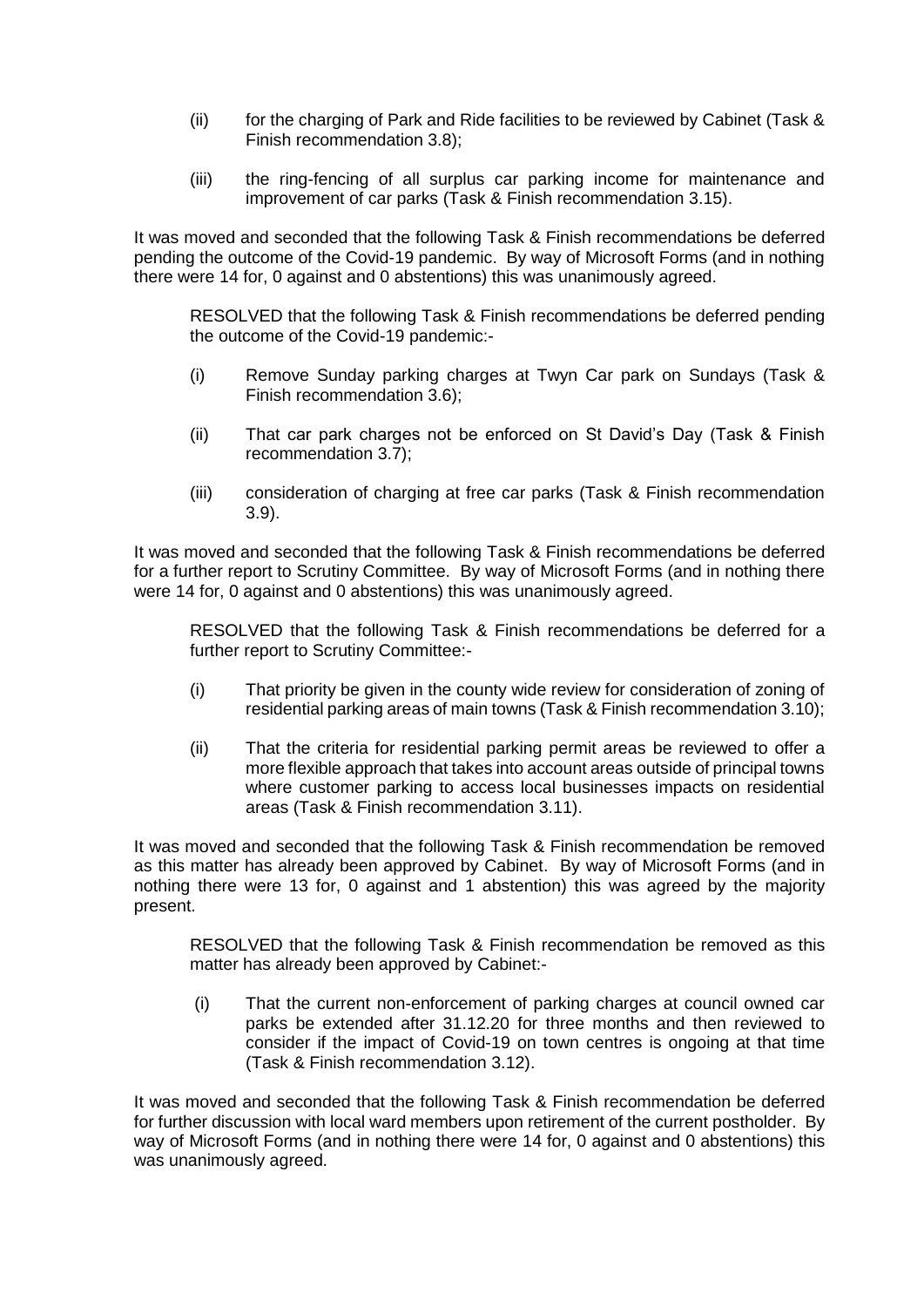(ii) for the charging of Park and Ride facilities to be reviewed by Cabinet (Task & Finish recommendation 3.8);

(iii) the ring-fencing of all surplus car parking income for maintenance and improvement of car parks (Task & Finish recommendation 3.15).

It was moved and seconded that the following Task & Finish recommendations be deferred pending the outcome of the Covid-19 pandemic. By way of Microsoft Forms (and in nothing there were 14 for, 0 against and 0 abstentions) this was unanimously agreed.

RESOLVED that the following Task & Finish recommendations be deferred pending the outcome of the Covid-19 pandemic:-

(i) Remove Sunday parking charges at Twyn Car park on Sundays (Task & Finish recommendation 3.6);

(ii) That car park charges not be enforced on St David's Day (Task & Finish recommendation 3.7);

(iii) consideration of charging at free car parks (Task & Finish recommendation 3.9).

It was moved and seconded that the following Task & Finish recommendations be deferred for a further report to Scrutiny Committee. By way of Microsoft Forms (and in nothing there were 14 for, 0 against and 0 abstentions) this was unanimously agreed.

RESOLVED that the following Task & Finish recommendations be deferred for a further report to Scrutiny Committee:-

(i) That priority be given in the county wide review for consideration of zoning of residential parking areas of main towns (Task & Finish recommendation 3.10);

(ii) That the criteria for residential parking permit areas be reviewed to offer a more flexible approach that takes into account areas outside of principal towns where customer parking to access local businesses impacts on residential areas (Task & Finish recommendation 3.11).

It was moved and seconded that the following Task & Finish recommendation be removed as this matter has already been approved by Cabinet. By way of Microsoft Forms (and in nothing there were 13 for, 0 against and 1 abstention) this was agreed by the majority present.

RESOLVED that the following Task & Finish recommendation be removed as this matter has already been approved by Cabinet:-

(i) That the current non-enforcement of parking charges at council owned car parks be extended after 31.12.20 for three months and then reviewed to consider if the impact of Covid-19 on town centres is ongoing at that time (Task & Finish recommendation 3.12).

It was moved and seconded that the following Task & Finish recommendation be deferred for further discussion with local ward members upon retirement of the current postholder. By way of Microsoft Forms (and in nothing there were 14 for, 0 against and 0 abstentions) this was unanimously agreed.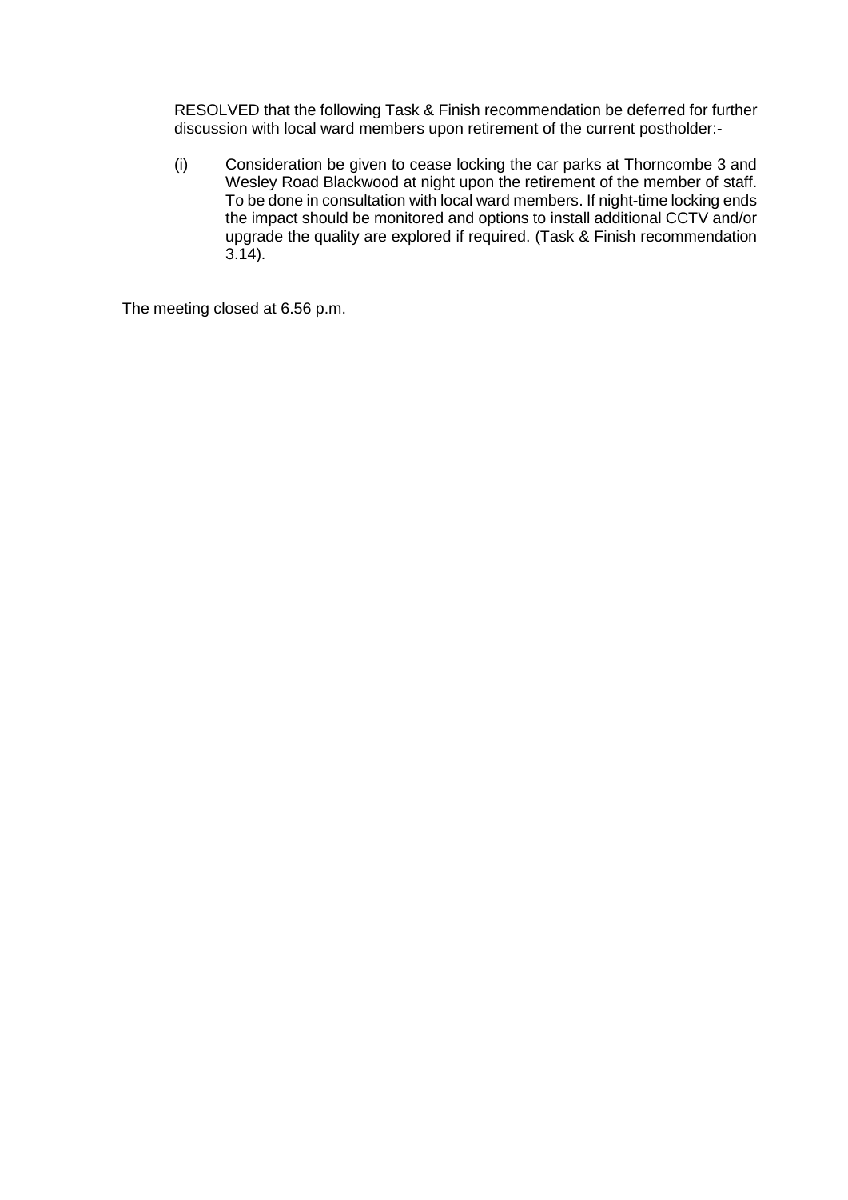RESOLVED that the following Task & Finish recommendation be deferred for further discussion with local ward members upon retirement of the current postholder:-

(i) Consideration be given to cease locking the car parks at Thorncombe 3 and Wesley Road Blackwood at night upon the retirement of the member of staff. To be done in consultation with local ward members. If night-time locking ends the impact should be monitored and options to install additional CCTV and/or upgrade the quality are explored if required. (Task & Finish recommendation 3.14).

The meeting closed at 6.56 p.m.